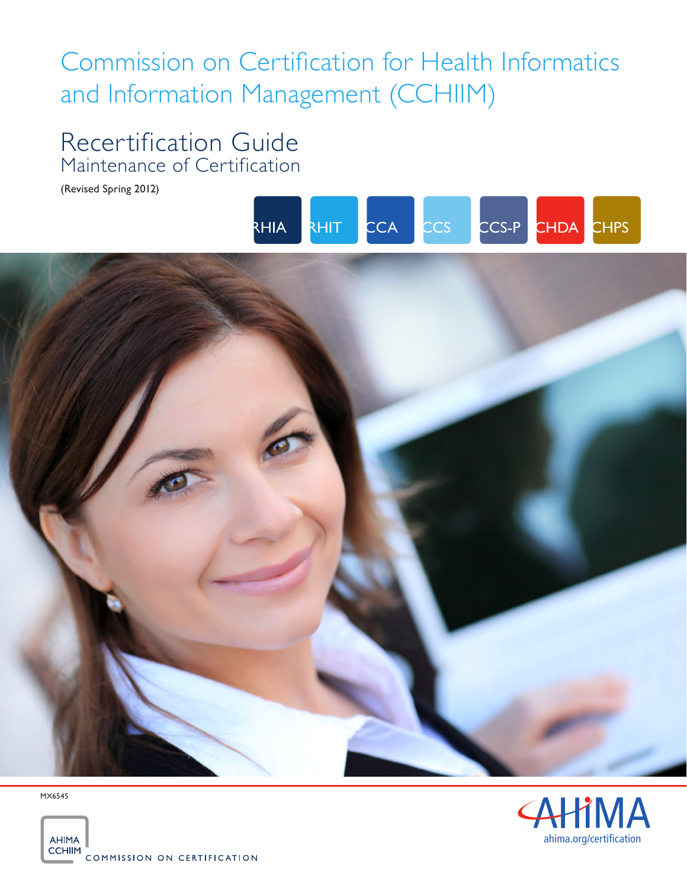# Commission on Certification for Health Informatics and Information Management (CCHIIM)

## Recertification Guide

### Maintenance of Certification

(Revised Spring 2012)

RHIA RHIT CCA CCS CCS-P CHDA CHPS

MX6545

AHIMA CCHIIM COMMISSION ON CERTIFICATION

AHIMA
ahima.org/certification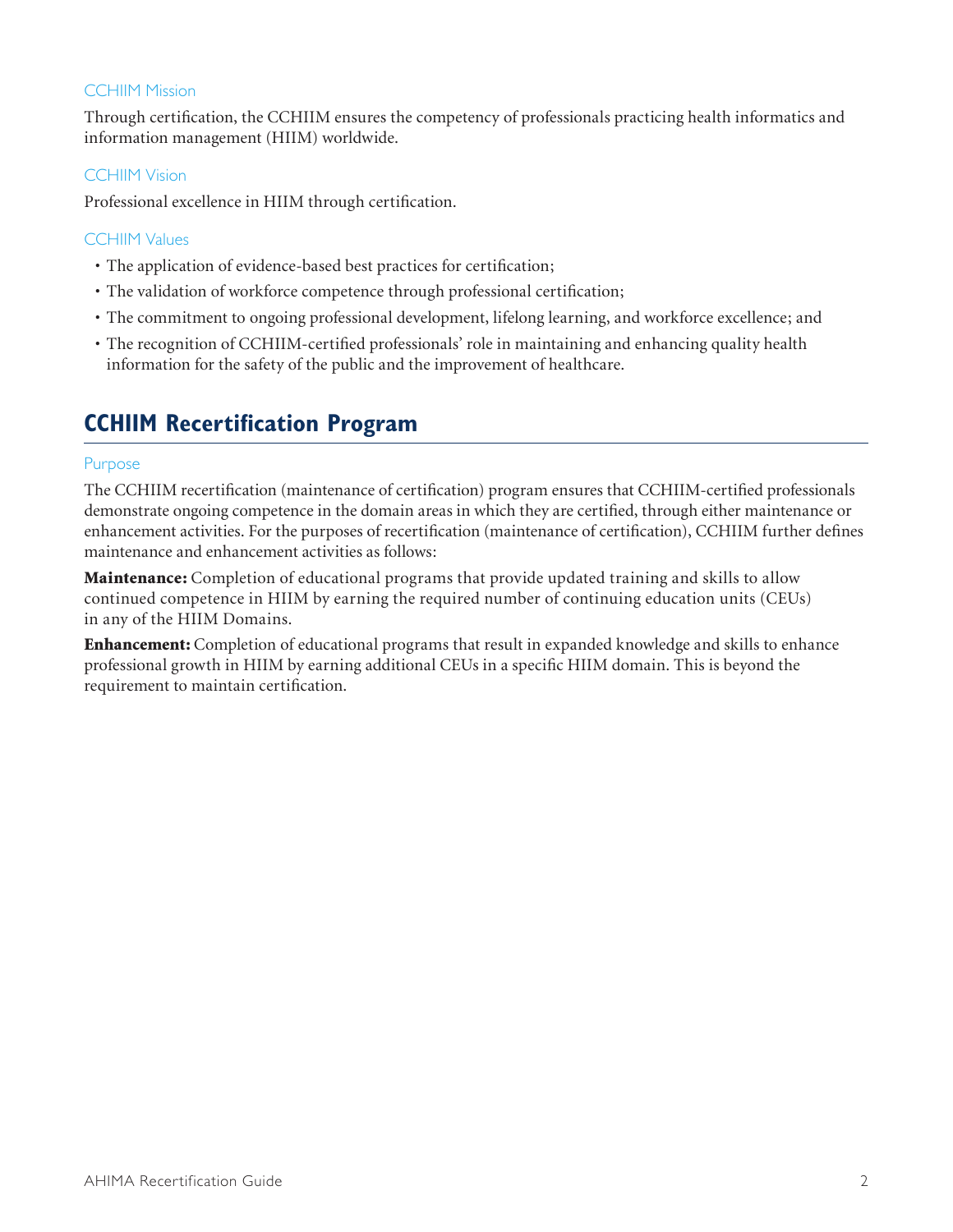### CCHIIM Mission

Through certification, the CCHIIM ensures the competency of professionals practicing health informatics and information management (HIIM) worldwide.

### CCHIIM Vision

Professional excellence in HIIM through certification.

### CCHIIM Values

- The application of evidence-based best practices for certification;
- The validation of workforce competence through professional certification;
- The commitment to ongoing professional development, lifelong learning, and workforce excellence; and
- The recognition of CCHIIM-certified professionals' role in maintaining and enhancing quality health information for the safety of the public and the improvement of healthcare.

## CCHIIM Recertification Program

### Purpose

The CCHIIM recertification (maintenance of certification) program ensures that CCHIIM-certified professionals demonstrate ongoing competence in the domain areas in which they are certified, through either maintenance or enhancement activities. For the purposes of recertification (maintenance of certification), CCHIIM further defines maintenance and enhancement activities as follows:

**Maintenance:** Completion of educational programs that provide updated training and skills to allow continued competence in HIIM by earning the required number of continuing education units (CEUs) in any of the HIIM Domains.

**Enhancement:** Completion of educational programs that result in expanded knowledge and skills to enhance professional growth in HIIM by earning additional CEUs in a specific HIIM domain. This is beyond the requirement to maintain certification.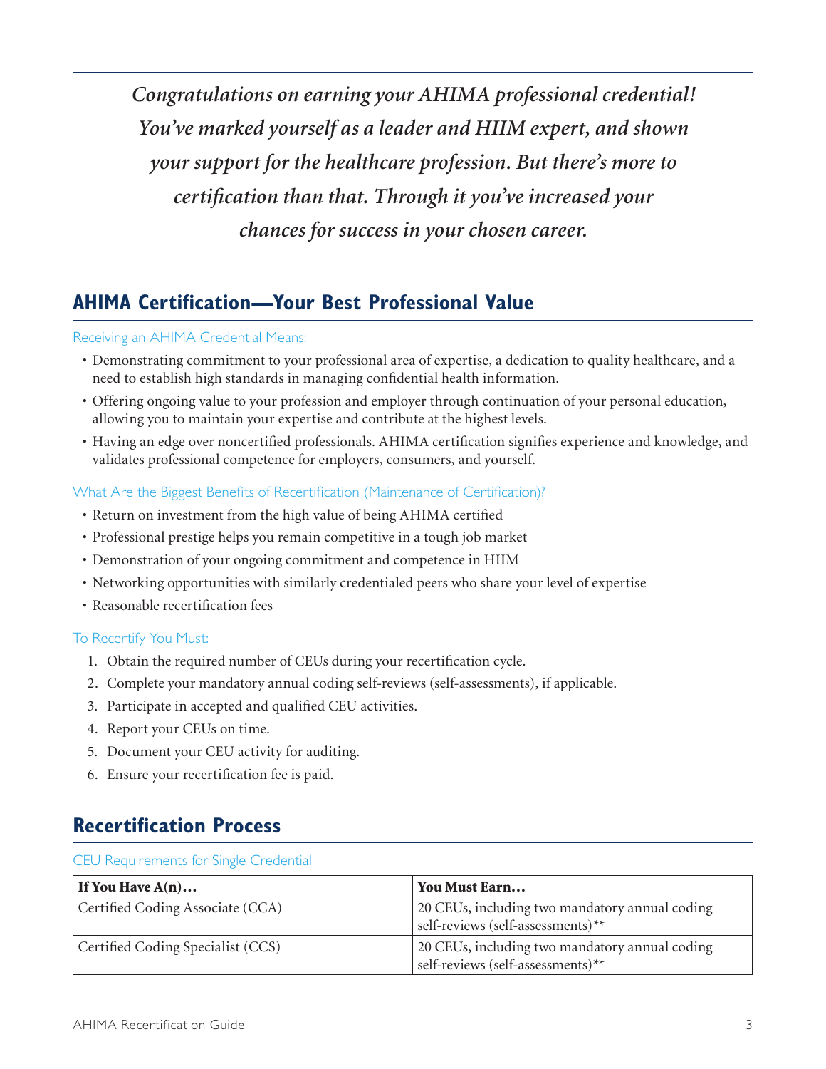*Congratulations on earning your AHIMA professional credential! You've marked yourself as a leader and HIIM expert, and shown your support for the healthcare profession. But there's more to certification than that. Through it you've increased your chances for success in your chosen career.*

## AHIMA Certification—Your Best Professional Value

### Receiving an AHIMA Credential Means:

- Demonstrating commitment to your professional area of expertise, a dedication to quality healthcare, and a need to establish high standards in managing confidential health information.
- Offering ongoing value to your profession and employer through continuation of your personal education, allowing you to maintain your expertise and contribute at the highest levels.
- Having an edge over noncertified professionals. AHIMA certification signifies experience and knowledge, and validates professional competence for employers, consumers, and yourself.

### What Are the Biggest Benefits of Recertification (Maintenance of Certification)?

- Return on investment from the high value of being AHIMA certified
- Professional prestige helps you remain competitive in a tough job market
- Demonstration of your ongoing commitment and competence in HIIM
- Networking opportunities with similarly credentialed peers who share your level of expertise
- Reasonable recertification fees

### To Recertify You Must:

1. Obtain the required number of CEUs during your recertification cycle.
2. Complete your mandatory annual coding self-reviews (self-assessments), if applicable.
3. Participate in accepted and qualified CEU activities.
4. Report your CEUs on time.
5. Document your CEU activity for auditing.
6. Ensure your recertification fee is paid.

## Recertification Process

### CEU Requirements for Single Credential

| If You Have A(n)… | You Must Earn… |
|---|---|
| Certified Coding Associate (CCA) | 20 CEUs, including two mandatory annual coding self-reviews (self-assessments)** |
| Certified Coding Specialist (CCS) | 20 CEUs, including two mandatory annual coding self-reviews (self-assessments)** |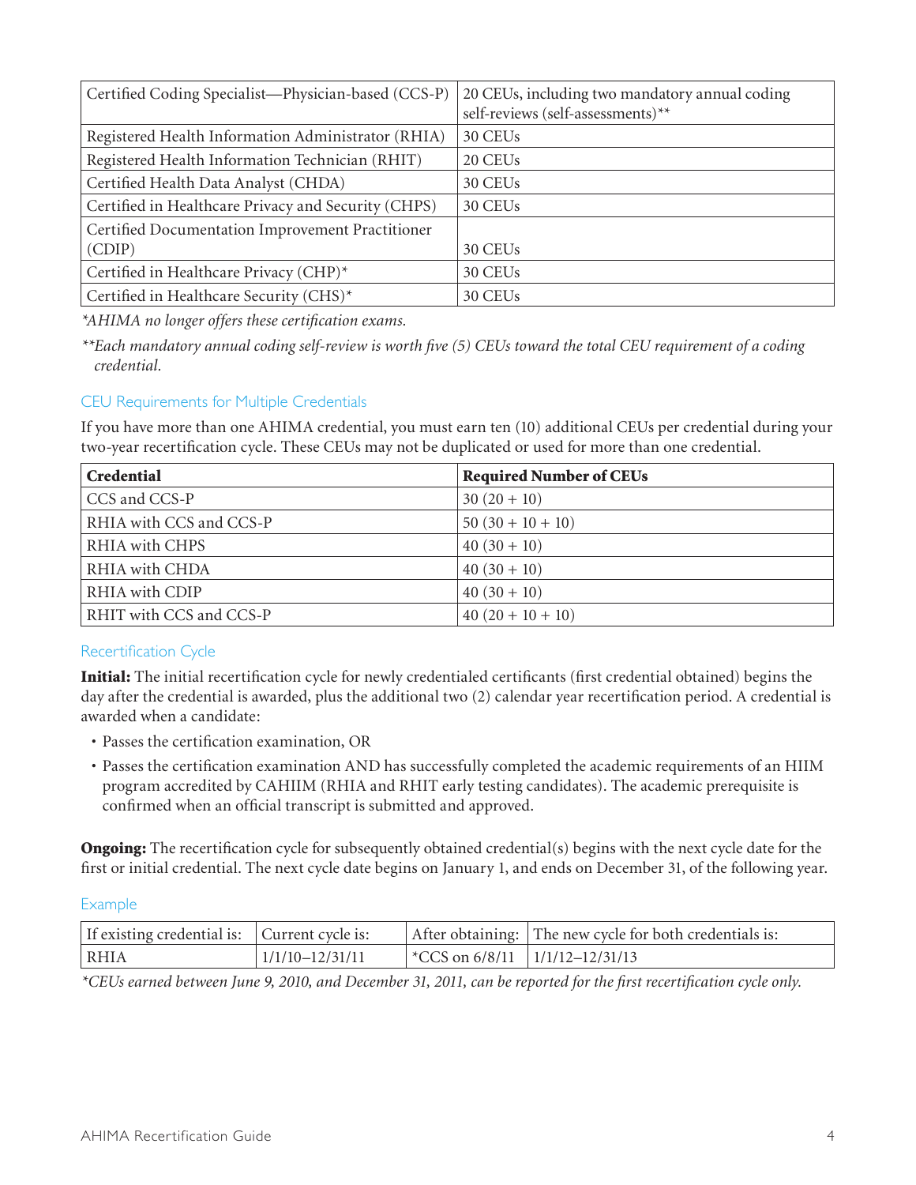| Certified Coding Specialist—Physician-based (CCS-P) | 20 CEUs, including two mandatory annual coding self-reviews (self-assessments)** |
|---|---|
| Registered Health Information Administrator (RHIA) | 30 CEUs |
| Registered Health Information Technician (RHIT) | 20 CEUs |
| Certified Health Data Analyst (CHDA) | 30 CEUs |
| Certified in Healthcare Privacy and Security (CHPS) | 30 CEUs |
| Certified Documentation Improvement Practitioner (CDIP) | 30 CEUs |
| Certified in Healthcare Privacy (CHP)* | 30 CEUs |
| Certified in Healthcare Security (CHS)* | 30 CEUs |

*\*AHIMA no longer offers these certification exams.*

*\*\*Each mandatory annual coding self-review is worth five (5) CEUs toward the total CEU requirement of a coding credential.*

### CEU Requirements for Multiple Credentials

If you have more than one AHIMA credential, you must earn ten (10) additional CEUs per credential during your two-year recertification cycle. These CEUs may not be duplicated or used for more than one credential.

| Credential | Required Number of CEUs |
|---|---|
| CCS and CCS-P | 30 (20 + 10) |
| RHIA with CCS and CCS-P | 50 (30 + 10 + 10) |
| RHIA with CHPS | 40 (30 + 10) |
| RHIA with CHDA | 40 (30 + 10) |
| RHIA with CDIP | 40 (30 + 10) |
| RHIT with CCS and CCS-P | 40 (20 + 10 + 10) |

### Recertification Cycle

**Initial:** The initial recertification cycle for newly credentialed certificants (first credential obtained) begins the day after the credential is awarded, plus the additional two (2) calendar year recertification period. A credential is awarded when a candidate:

- Passes the certification examination, OR
- Passes the certification examination AND has successfully completed the academic requirements of an HIIM program accredited by CAHIIM (RHIA and RHIT early testing candidates). The academic prerequisite is confirmed when an official transcript is submitted and approved.

**Ongoing:** The recertification cycle for subsequently obtained credential(s) begins with the next cycle date for the first or initial credential. The next cycle date begins on January 1, and ends on December 31, of the following year.

### Example

| If existing credential is: | Current cycle is: | After obtaining: | The new cycle for both credentials is: |
|---|---|---|---|
| RHIA | 1/1/10–12/31/11 | *CCS on 6/8/11 | 1/1/12–12/31/13 |

*\*CEUs earned between June 9, 2010, and December 31, 2011, can be reported for the first recertification cycle only.*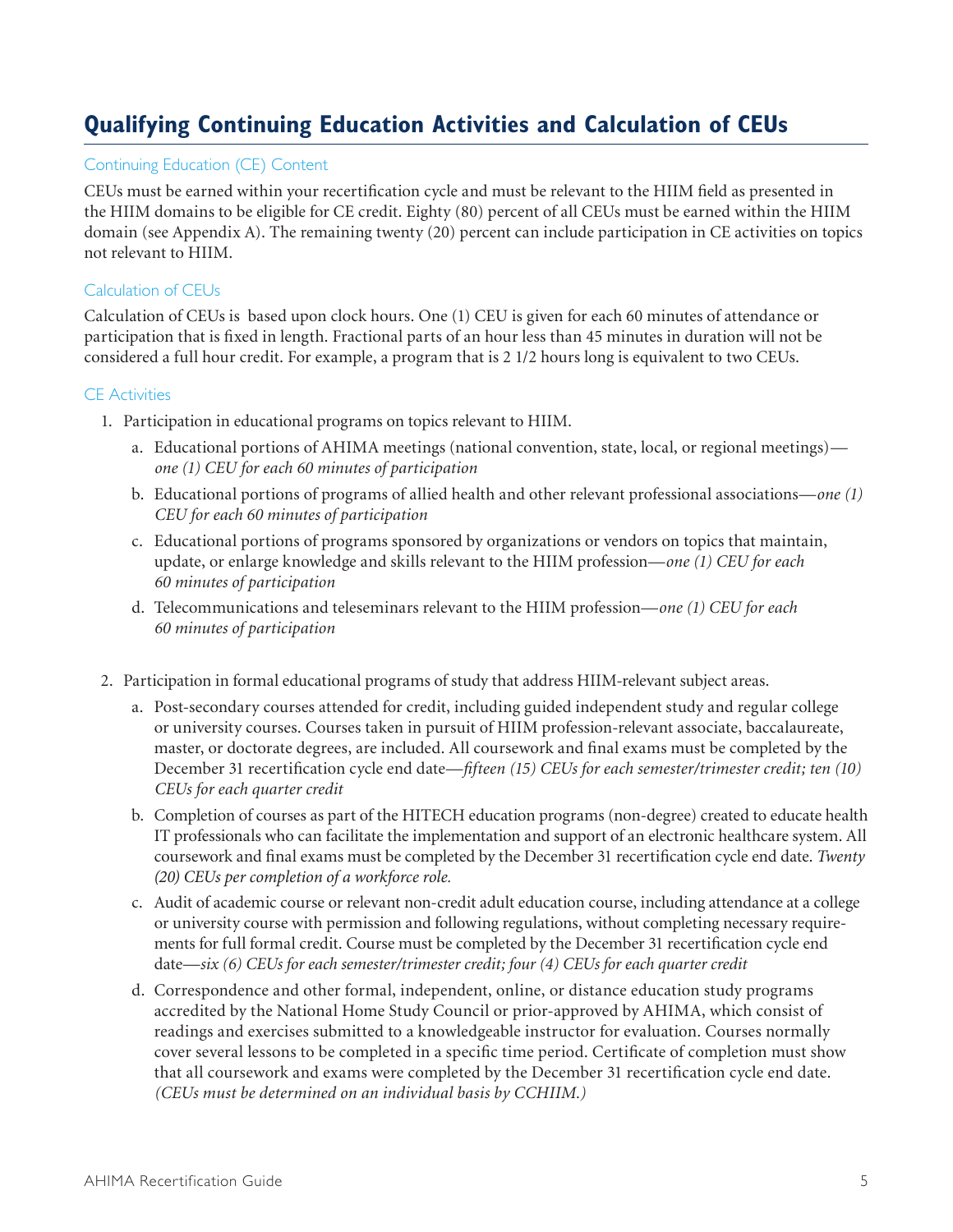# Qualifying Continuing Education Activities and Calculation of CEUs

## Continuing Education (CE) Content

CEUs must be earned within your recertification cycle and must be relevant to the HIIM field as presented in the HIIM domains to be eligible for CE credit. Eighty (80) percent of all CEUs must be earned within the HIIM domain (see Appendix A). The remaining twenty (20) percent can include participation in CE activities on topics not relevant to HIIM.

## Calculation of CEUs

Calculation of CEUs is based upon clock hours. One (1) CEU is given for each 60 minutes of attendance or participation that is fixed in length. Fractional parts of an hour less than 45 minutes in duration will not be considered a full hour credit. For example, a program that is 2 1/2 hours long is equivalent to two CEUs.

## CE Activities

1. Participation in educational programs on topics relevant to HIIM.
    a. Educational portions of AHIMA meetings (national convention, state, local, or regional meetings)—*one (1) CEU for each 60 minutes of participation*
    b. Educational portions of programs of allied health and other relevant professional associations—*one (1) CEU for each 60 minutes of participation*
    c. Educational portions of programs sponsored by organizations or vendors on topics that maintain, update, or enlarge knowledge and skills relevant to the HIIM profession—*one (1) CEU for each 60 minutes of participation*
    d. Telecommunications and teleseminars relevant to the HIIM profession—*one (1) CEU for each 60 minutes of participation*

2. Participation in formal educational programs of study that address HIIM-relevant subject areas.
    a. Post-secondary courses attended for credit, including guided independent study and regular college or university courses. Courses taken in pursuit of HIIM profession-relevant associate, baccalaureate, master, or doctorate degrees, are included. All coursework and final exams must be completed by the December 31 recertification cycle end date—*fifteen (15) CEUs for each semester/trimester credit; ten (10) CEUs for each quarter credit*
    b. Completion of courses as part of the HITECH education programs (non-degree) created to educate health IT professionals who can facilitate the implementation and support of an electronic healthcare system. All coursework and final exams must be completed by the December 31 recertification cycle end date. *Twenty (20) CEUs per completion of a workforce role.*
    c. Audit of academic course or relevant non-credit adult education course, including attendance at a college or university course with permission and following regulations, without completing necessary requirements for full formal credit. Course must be completed by the December 31 recertification cycle end date—*six (6) CEUs for each semester/trimester credit; four (4) CEUs for each quarter credit*
    d. Correspondence and other formal, independent, online, or distance education study programs accredited by the National Home Study Council or prior-approved by AHIMA, which consist of readings and exercises submitted to a knowledgeable instructor for evaluation. Courses normally cover several lessons to be completed in a specific time period. Certificate of completion must show that all coursework and exams were completed by the December 31 recertification cycle end date. *(CEUs must be determined on an individual basis by CCHIIM.)*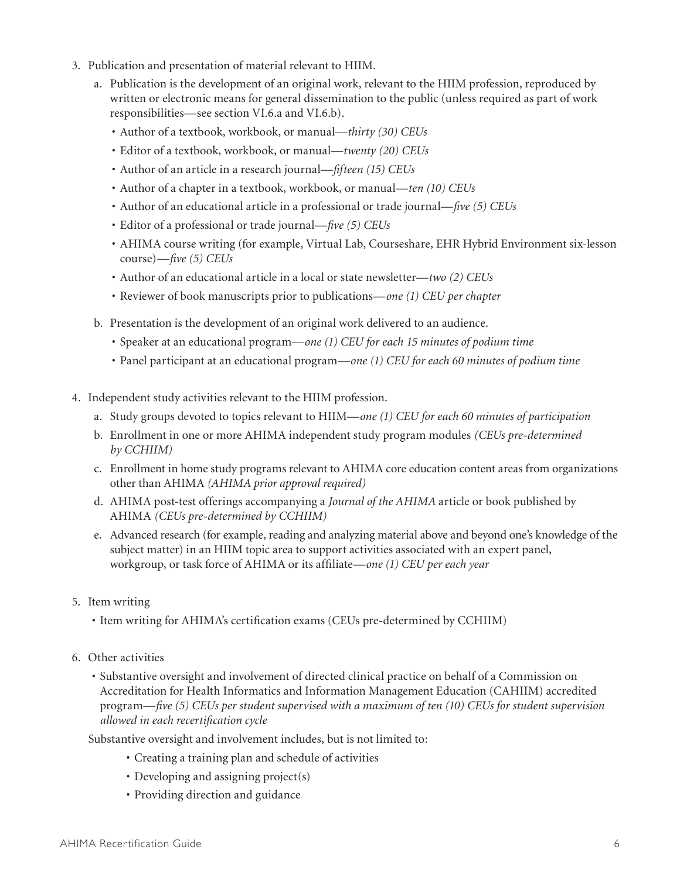3. Publication and presentation of material relevant to HIIM.
   a. Publication is the development of an original work, relevant to the HIIM profession, reproduced by written or electronic means for general dissemination to the public (unless required as part of work responsibilities—see section VI.6.a and VI.6.b).
      - Author of a textbook, workbook, or manual—*thirty (30) CEUs*
      - Editor of a textbook, workbook, or manual—*twenty (20) CEUs*
      - Author of an article in a research journal—*fifteen (15) CEUs*
      - Author of a chapter in a textbook, workbook, or manual—*ten (10) CEUs*
      - Author of an educational article in a professional or trade journal—*five (5) CEUs*
      - Editor of a professional or trade journal—*five (5) CEUs*
      - AHIMA course writing (for example, Virtual Lab, Courseshare, EHR Hybrid Environment six-lesson course)—*five (5) CEUs*
      - Author of an educational article in a local or state newsletter—*two (2) CEUs*
      - Reviewer of book manuscripts prior to publications—*one (1) CEU per chapter*
   b. Presentation is the development of an original work delivered to an audience.
      - Speaker at an educational program—*one (1) CEU for each 15 minutes of podium time*
      - Panel participant at an educational program—*one (1) CEU for each 60 minutes of podium time*

4. Independent study activities relevant to the HIIM profession.
   a. Study groups devoted to topics relevant to HIIM—*one (1) CEU for each 60 minutes of participation*
   b. Enrollment in one or more AHIMA independent study program modules *(CEUs pre-determined by CCHIIM)*
   c. Enrollment in home study programs relevant to AHIMA core education content areas from organizations other than AHIMA *(AHIMA prior approval required)*
   d. AHIMA post-test offerings accompanying a *Journal of the AHIMA* article or book published by AHIMA *(CEUs pre-determined by CCHIIM)*
   e. Advanced research (for example, reading and analyzing material above and beyond one's knowledge of the subject matter) in an HIIM topic area to support activities associated with an expert panel, workgroup, or task force of AHIMA or its affiliate—*one (1) CEU per each year*

5. Item writing
   - Item writing for AHIMA's certification exams (CEUs pre-determined by CCHIIM)

6. Other activities
   - Substantive oversight and involvement of directed clinical practice on behalf of a Commission on Accreditation for Health Informatics and Information Management Education (CAHIIM) accredited program—*five (5) CEUs per student supervised with a maximum of ten (10) CEUs for student supervision allowed in each recertification cycle*

   Substantive oversight and involvement includes, but is not limited to:
   - Creating a training plan and schedule of activities
   - Developing and assigning project(s)
   - Providing direction and guidance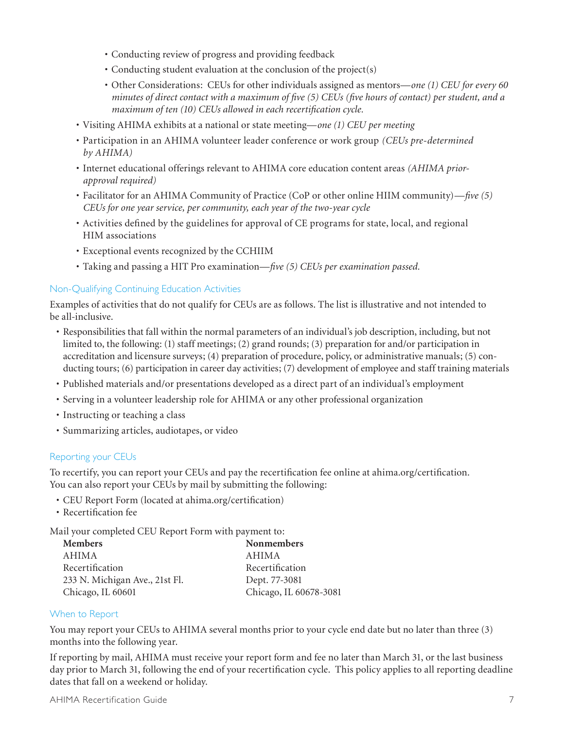- Conducting review of progress and providing feedback
    - Conducting student evaluation at the conclusion of the project(s)
    - Other Considerations: CEUs for other individuals assigned as mentors—*one (1) CEU for every 60 minutes of direct contact with a maximum of five (5) CEUs (five hours of contact) per student, and a maximum of ten (10) CEUs allowed in each recertification cycle.*
- Visiting AHIMA exhibits at a national or state meeting—*one (1) CEU per meeting*
- Participation in an AHIMA volunteer leader conference or work group *(CEUs pre-determined by AHIMA)*
- Internet educational offerings relevant to AHIMA core education content areas *(AHIMA prior-approval required)*
- Facilitator for an AHIMA Community of Practice (CoP or other online HIIM community)—*five (5) CEUs for one year service, per community, each year of the two-year cycle*
- Activities defined by the guidelines for approval of CE programs for state, local, and regional HIM associations
- Exceptional events recognized by the CCHIIM
- Taking and passing a HIT Pro examination—*five (5) CEUs per examination passed.*

### Non-Qualifying Continuing Education Activities

Examples of activities that do not qualify for CEUs are as follows. The list is illustrative and not intended to be all-inclusive.

- Responsibilities that fall within the normal parameters of an individual's job description, including, but not limited to, the following: (1) staff meetings; (2) grand rounds; (3) preparation for and/or participation in accreditation and licensure surveys; (4) preparation of procedure, policy, or administrative manuals; (5) conducting tours; (6) participation in career day activities; (7) development of employee and staff training materials
- Published materials and/or presentations developed as a direct part of an individual's employment
- Serving in a volunteer leadership role for AHIMA or any other professional organization
- Instructing or teaching a class
- Summarizing articles, audiotapes, or video

### Reporting your CEUs

To recertify, you can report your CEUs and pay the recertification fee online at ahima.org/certification. You can also report your CEUs by mail by submitting the following:

- CEU Report Form (located at ahima.org/certification)
- Recertification fee

Mail your completed CEU Report Form with payment to:

| **Members** | **Nonmembers** |
| --- | --- |
| AHIMA | AHIMA |
| Recertification | Recertification |
| 233 N. Michigan Ave., 21st Fl. | Dept. 77-3081 |
| Chicago, IL 60601 | Chicago, IL 60678-3081 |

### When to Report

You may report your CEUs to AHIMA several months prior to your cycle end date but no later than three (3) months into the following year.

If reporting by mail, AHIMA must receive your report form and fee no later than March 31, or the last business day prior to March 31, following the end of your recertification cycle. This policy applies to all reporting deadline dates that fall on a weekend or holiday.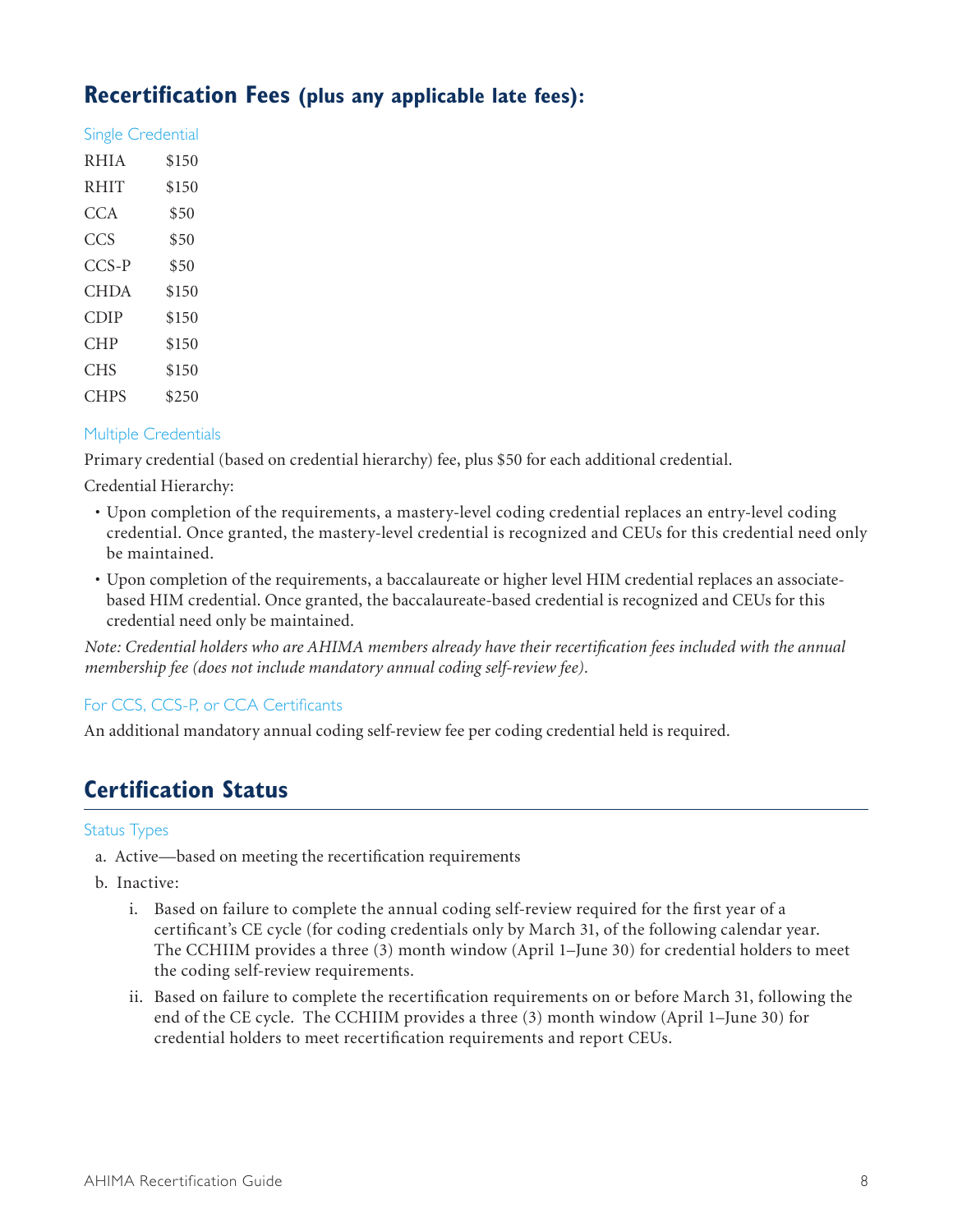## Recertification Fees (plus any applicable late fees):

### Single Credential

| | |
|---|---|
| RHIA | $150 |
| RHIT | $150 |
| CCA | $50 |
| CCS | $50 |
| CCS-P | $50 |
| CHDA | $150 |
| CDIP | $150 |
| CHP | $150 |
| CHS | $150 |
| CHPS | $250 |

### Multiple Credentials

Primary credential (based on credential hierarchy) fee, plus $50 for each additional credential.

Credential Hierarchy:

- Upon completion of the requirements, a mastery-level coding credential replaces an entry-level coding credential. Once granted, the mastery-level credential is recognized and CEUs for this credential need only be maintained.
- Upon completion of the requirements, a baccalaureate or higher level HIM credential replaces an associate-based HIM credential. Once granted, the baccalaureate-based credential is recognized and CEUs for this credential need only be maintained.

*Note: Credential holders who are AHIMA members already have their recertification fees included with the annual membership fee (does not include mandatory annual coding self-review fee).*

### For CCS, CCS-P, or CCA Certificants

An additional mandatory annual coding self-review fee per coding credential held is required.

## Certification Status

### Status Types

a. Active—based on meeting the recertification requirements

b. Inactive:

   i. Based on failure to complete the annual coding self-review required for the first year of a certificant's CE cycle (for coding credentials only by March 31, of the following calendar year. The CCHIIM provides a three (3) month window (April 1–June 30) for credential holders to meet the coding self-review requirements.

   ii. Based on failure to complete the recertification requirements on or before March 31, following the end of the CE cycle. The CCHIIM provides a three (3) month window (April 1–June 30) for credential holders to meet recertification requirements and report CEUs.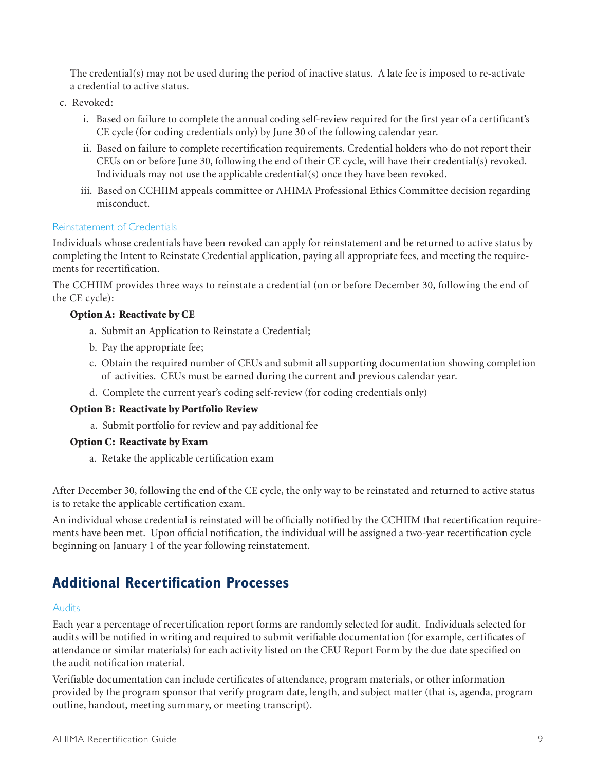The credential(s) may not be used during the period of inactive status. A late fee is imposed to re-activate a credential to active status.

c. Revoked:

   i. Based on failure to complete the annual coding self-review required for the first year of a certificant's CE cycle (for coding credentials only) by June 30 of the following calendar year.

   ii. Based on failure to complete recertification requirements. Credential holders who do not report their CEUs on or before June 30, following the end of their CE cycle, will have their credential(s) revoked. Individuals may not use the applicable credential(s) once they have been revoked.

   iii. Based on CCHIIM appeals committee or AHIMA Professional Ethics Committee decision regarding misconduct.

### Reinstatement of Credentials

Individuals whose credentials have been revoked can apply for reinstatement and be returned to active status by completing the Intent to Reinstate Credential application, paying all appropriate fees, and meeting the requirements for recertification.

The CCHIIM provides three ways to reinstate a credential (on or before December 30, following the end of the CE cycle):

**Option A: Reactivate by CE**

a. Submit an Application to Reinstate a Credential;

b. Pay the appropriate fee;

c. Obtain the required number of CEUs and submit all supporting documentation showing completion of activities. CEUs must be earned during the current and previous calendar year.

d. Complete the current year's coding self-review (for coding credentials only)

**Option B: Reactivate by Portfolio Review**

a. Submit portfolio for review and pay additional fee

**Option C: Reactivate by Exam**

a. Retake the applicable certification exam

After December 30, following the end of the CE cycle, the only way to be reinstated and returned to active status is to retake the applicable certification exam.

An individual whose credential is reinstated will be officially notified by the CCHIIM that recertification requirements have been met. Upon official notification, the individual will be assigned a two-year recertification cycle beginning on January 1 of the year following reinstatement.

## Additional Recertification Processes

### Audits

Each year a percentage of recertification report forms are randomly selected for audit. Individuals selected for audits will be notified in writing and required to submit verifiable documentation (for example, certificates of attendance or similar materials) for each activity listed on the CEU Report Form by the due date specified on the audit notification material.

Verifiable documentation can include certificates of attendance, program materials, or other information provided by the program sponsor that verify program date, length, and subject matter (that is, agenda, program outline, handout, meeting summary, or meeting transcript).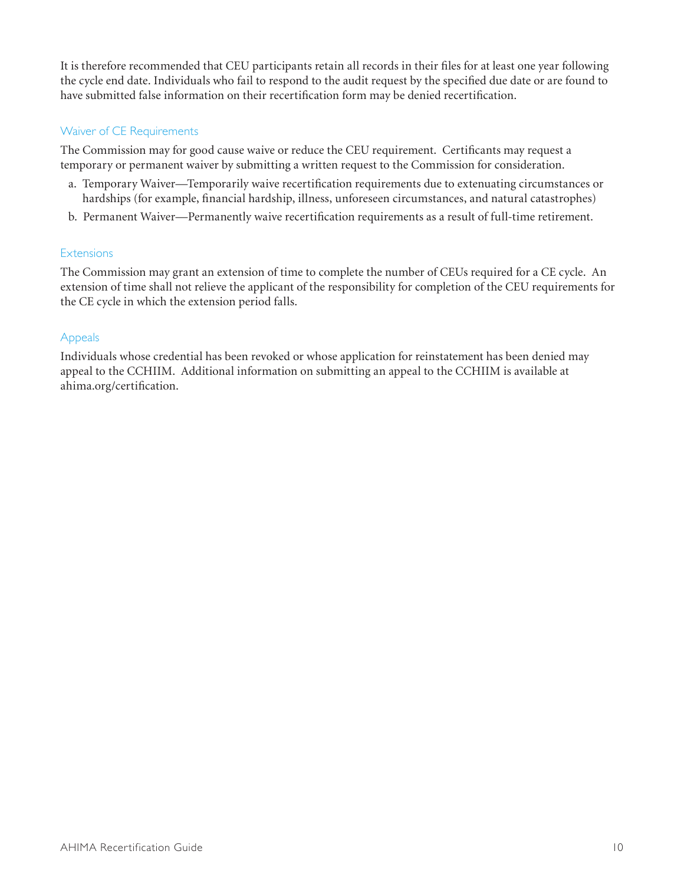It is therefore recommended that CEU participants retain all records in their files for at least one year following the cycle end date. Individuals who fail to respond to the audit request by the specified due date or are found to have submitted false information on their recertification form may be denied recertification.

## Waiver of CE Requirements

The Commission may for good cause waive or reduce the CEU requirement. Certificants may request a temporary or permanent waiver by submitting a written request to the Commission for consideration.

a. Temporary Waiver—Temporarily waive recertification requirements due to extenuating circumstances or hardships (for example, financial hardship, illness, unforeseen circumstances, and natural catastrophes)
b. Permanent Waiver—Permanently waive recertification requirements as a result of full-time retirement.

## Extensions

The Commission may grant an extension of time to complete the number of CEUs required for a CE cycle. An extension of time shall not relieve the applicant of the responsibility for completion of the CEU requirements for the CE cycle in which the extension period falls.

## Appeals

Individuals whose credential has been revoked or whose application for reinstatement has been denied may appeal to the CCHIIM. Additional information on submitting an appeal to the CCHIIM is available at ahima.org/certification.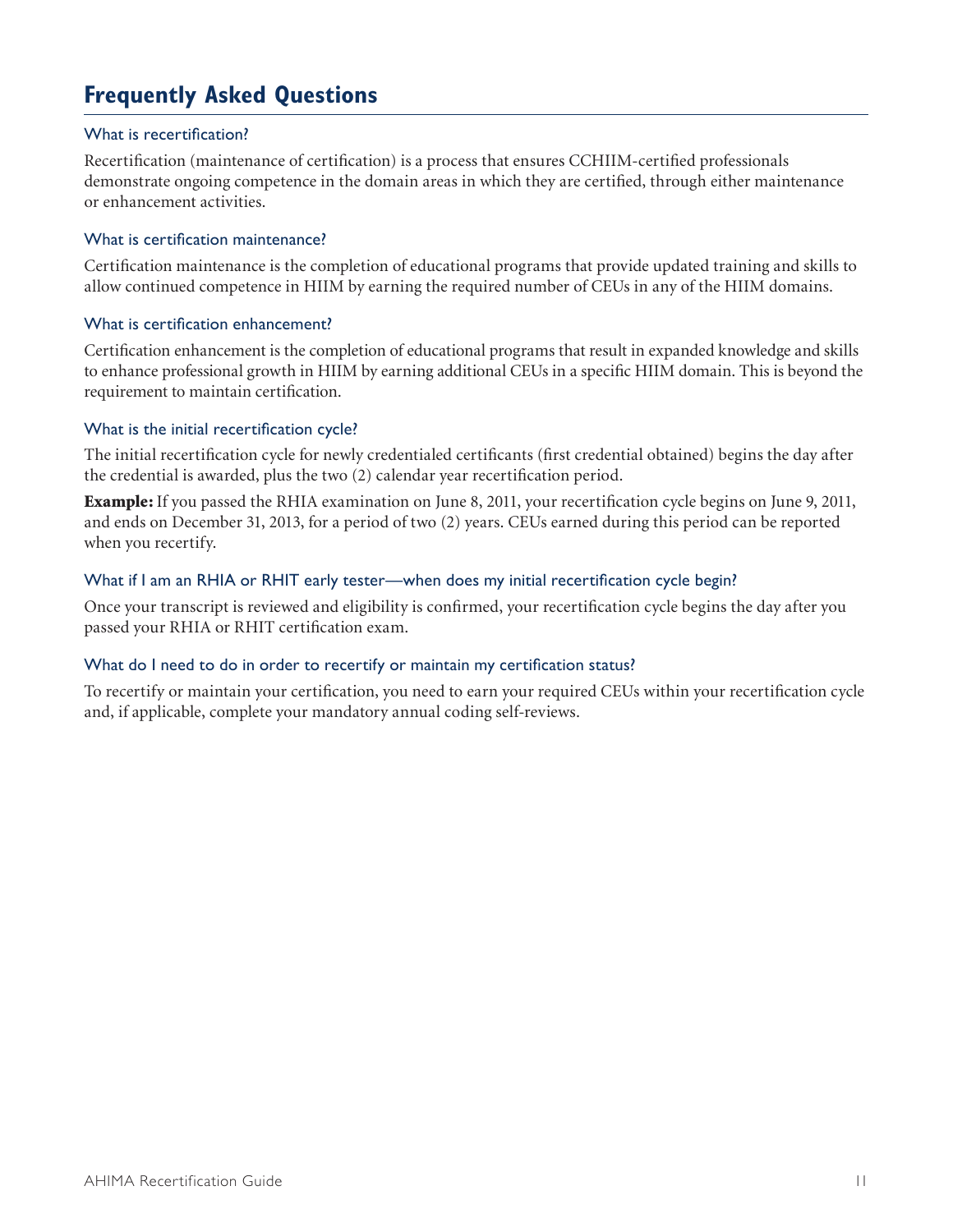## Frequently Asked Questions

### What is recertification?

Recertification (maintenance of certification) is a process that ensures CCHIIM-certified professionals demonstrate ongoing competence in the domain areas in which they are certified, through either maintenance or enhancement activities.

### What is certification maintenance?

Certification maintenance is the completion of educational programs that provide updated training and skills to allow continued competence in HIIM by earning the required number of CEUs in any of the HIIM domains.

### What is certification enhancement?

Certification enhancement is the completion of educational programs that result in expanded knowledge and skills to enhance professional growth in HIIM by earning additional CEUs in a specific HIIM domain. This is beyond the requirement to maintain certification.

### What is the initial recertification cycle?

The initial recertification cycle for newly credentialed certificants (first credential obtained) begins the day after the credential is awarded, plus the two (2) calendar year recertification period.

**Example:** If you passed the RHIA examination on June 8, 2011, your recertification cycle begins on June 9, 2011, and ends on December 31, 2013, for a period of two (2) years. CEUs earned during this period can be reported when you recertify.

### What if I am an RHIA or RHIT early tester—when does my initial recertification cycle begin?

Once your transcript is reviewed and eligibility is confirmed, your recertification cycle begins the day after you passed your RHIA or RHIT certification exam.

### What do I need to do in order to recertify or maintain my certification status?

To recertify or maintain your certification, you need to earn your required CEUs within your recertification cycle and, if applicable, complete your mandatory annual coding self-reviews.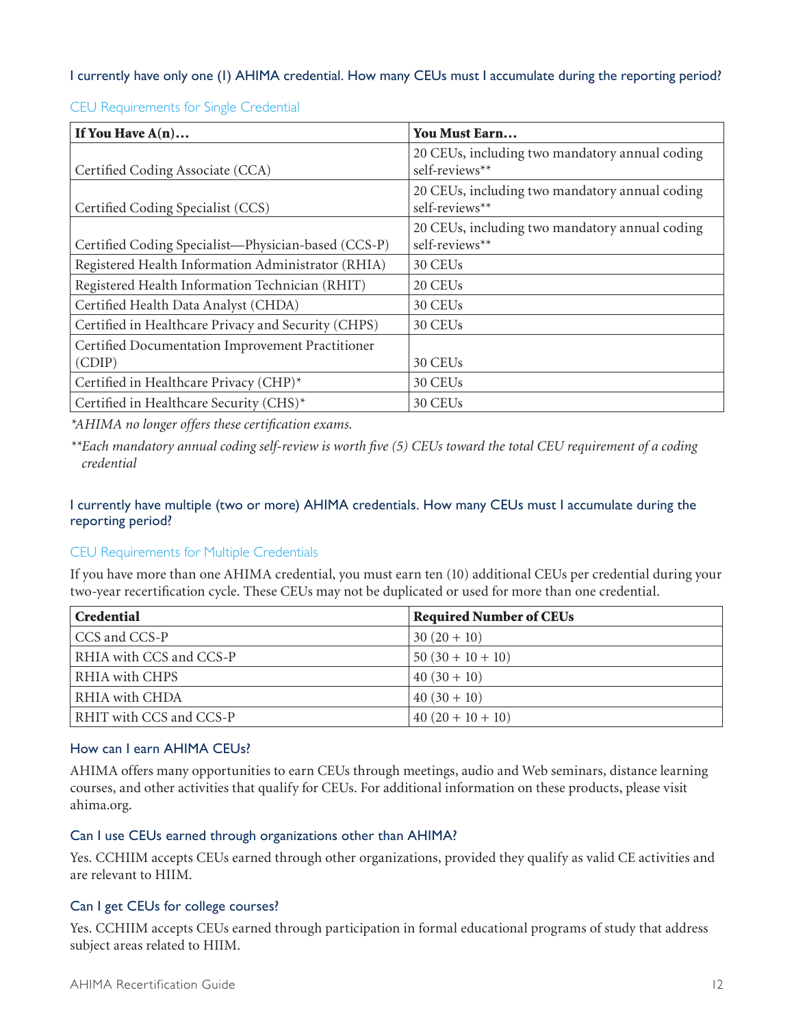### I currently have only one (1) AHIMA credential. How many CEUs must I accumulate during the reporting period?

#### CEU Requirements for Single Credential

| If You Have A(n)… | You Must Earn… |
|---|---|
| Certified Coding Associate (CCA) | 20 CEUs, including two mandatory annual coding self-reviews** |
| Certified Coding Specialist (CCS) | 20 CEUs, including two mandatory annual coding self-reviews** |
| Certified Coding Specialist—Physician-based (CCS-P) | 20 CEUs, including two mandatory annual coding self-reviews** |
| Registered Health Information Administrator (RHIA) | 30 CEUs |
| Registered Health Information Technician (RHIT) | 20 CEUs |
| Certified Health Data Analyst (CHDA) | 30 CEUs |
| Certified in Healthcare Privacy and Security (CHPS) | 30 CEUs |
| Certified Documentation Improvement Practitioner (CDIP) | 30 CEUs |
| Certified in Healthcare Privacy (CHP)* | 30 CEUs |
| Certified in Healthcare Security (CHS)* | 30 CEUs |

*\*AHIMA no longer offers these certification exams.*

*\*\*Each mandatory annual coding self-review is worth five (5) CEUs toward the total CEU requirement of a coding credential*

### I currently have multiple (two or more) AHIMA credentials. How many CEUs must I accumulate during the reporting period?

#### CEU Requirements for Multiple Credentials

If you have more than one AHIMA credential, you must earn ten (10) additional CEUs per credential during your two-year recertification cycle. These CEUs may not be duplicated or used for more than one credential.

| Credential | Required Number of CEUs |
|---|---|
| CCS and CCS-P | 30 (20 + 10) |
| RHIA with CCS and CCS-P | 50 (30 + 10 + 10) |
| RHIA with CHPS | 40 (30 + 10) |
| RHIA with CHDA | 40 (30 + 10) |
| RHIT with CCS and CCS-P | 40 (20 + 10 + 10) |

### How can I earn AHIMA CEUs?

AHIMA offers many opportunities to earn CEUs through meetings, audio and Web seminars, distance learning courses, and other activities that qualify for CEUs. For additional information on these products, please visit ahima.org.

### Can I use CEUs earned through organizations other than AHIMA?

Yes. CCHIIM accepts CEUs earned through other organizations, provided they qualify as valid CE activities and are relevant to HIIM.

### Can I get CEUs for college courses?

Yes. CCHIIM accepts CEUs earned through participation in formal educational programs of study that address subject areas related to HIIM.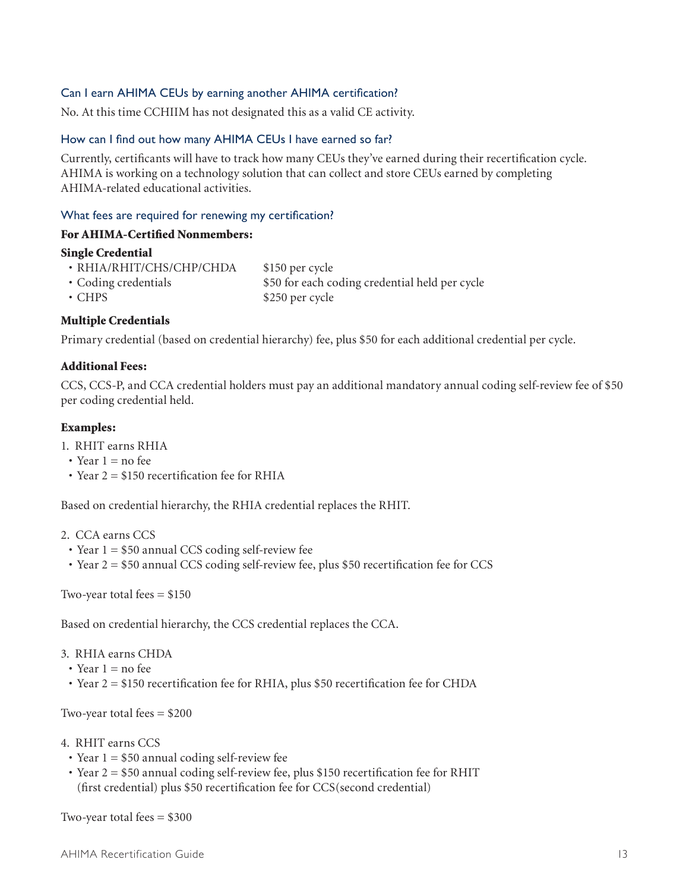### Can I earn AHIMA CEUs by earning another AHIMA certification?

No. At this time CCHIIM has not designated this as a valid CE activity.

### How can I find out how many AHIMA CEUs I have earned so far?

Currently, certificants will have to track how many CEUs they've earned during their recertification cycle. AHIMA is working on a technology solution that can collect and store CEUs earned by completing AHIMA-related educational activities.

### What fees are required for renewing my certification?

**For AHIMA-Certified Nonmembers:**

**Single Credential**

| | |
|---|---|
| • RHIA/RHIT/CHS/CHP/CHDA | $150 per cycle |
| • Coding credentials | $50 for each coding credential held per cycle |
| • CHPS | $250 per cycle |

**Multiple Credentials**

Primary credential (based on credential hierarchy) fee, plus $50 for each additional credential per cycle.

**Additional Fees:**

CCS, CCS-P, and CCA credential holders must pay an additional mandatory annual coding self-review fee of $50 per coding credential held.

**Examples:**

1. RHIT earns RHIA
   - Year 1 = no fee
   - Year 2 = $150 recertification fee for RHIA

Based on credential hierarchy, the RHIA credential replaces the RHIT.

2. CCA earns CCS
   - Year 1 = $50 annual CCS coding self-review fee
   - Year 2 = $50 annual CCS coding self-review fee, plus $50 recertification fee for CCS

Two-year total fees = $150

Based on credential hierarchy, the CCS credential replaces the CCA.

3. RHIA earns CHDA
   - Year 1 = no fee
   - Year 2 = $150 recertification fee for RHIA, plus $50 recertification fee for CHDA

Two-year total fees = $200

4. RHIT earns CCS
   - Year 1 = $50 annual coding self-review fee
   - Year 2 = $50 annual coding self-review fee, plus $150 recertification fee for RHIT (first credential) plus $50 recertification fee for CCS(second credential)

Two-year total fees = $300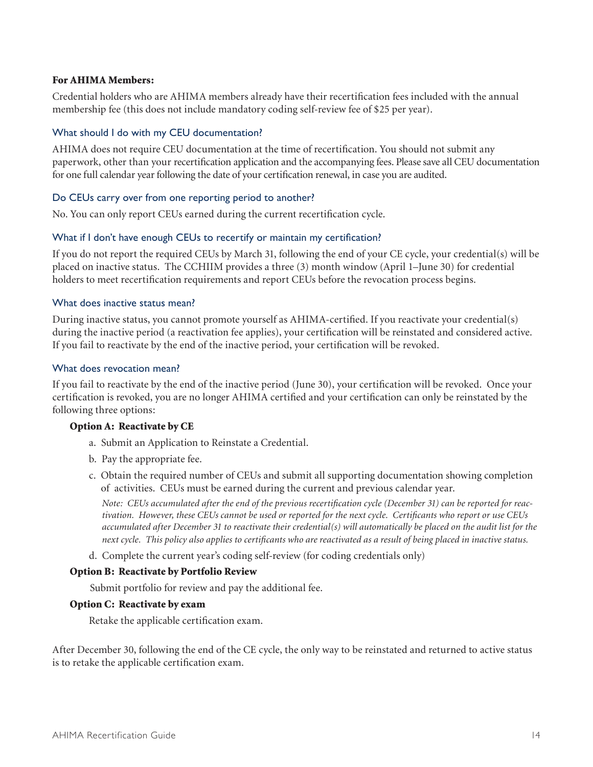**For AHIMA Members:**

Credential holders who are AHIMA members already have their recertification fees included with the annual membership fee (this does not include mandatory coding self-review fee of $25 per year).

### What should I do with my CEU documentation?

AHIMA does not require CEU documentation at the time of recertification. You should not submit any paperwork, other than your recertification application and the accompanying fees. Please save all CEU documentation for one full calendar year following the date of your certification renewal, in case you are audited.

### Do CEUs carry over from one reporting period to another?

No. You can only report CEUs earned during the current recertification cycle.

### What if I don't have enough CEUs to recertify or maintain my certification?

If you do not report the required CEUs by March 31, following the end of your CE cycle, your credential(s) will be placed on inactive status. The CCHIIM provides a three (3) month window (April 1–June 30) for credential holders to meet recertification requirements and report CEUs before the revocation process begins.

### What does inactive status mean?

During inactive status, you cannot promote yourself as AHIMA-certified. If you reactivate your credential(s) during the inactive period (a reactivation fee applies), your certification will be reinstated and considered active. If you fail to reactivate by the end of the inactive period, your certification will be revoked.

### What does revocation mean?

If you fail to reactivate by the end of the inactive period (June 30), your certification will be revoked. Once your certification is revoked, you are no longer AHIMA certified and your certification can only be reinstated by the following three options:

**Option A: Reactivate by CE**

a. Submit an Application to Reinstate a Credential.

b. Pay the appropriate fee.

c. Obtain the required number of CEUs and submit all supporting documentation showing completion of activities. CEUs must be earned during the current and previous calendar year.

*Note: CEUs accumulated after the end of the previous recertification cycle (December 31) can be reported for reactivation. However, these CEUs cannot be used or reported for the next cycle. Certificants who report or use CEUs accumulated after December 31 to reactivate their credential(s) will automatically be placed on the audit list for the next cycle. This policy also applies to certificants who are reactivated as a result of being placed in inactive status.*

d. Complete the current year's coding self-review (for coding credentials only)

**Option B: Reactivate by Portfolio Review**

Submit portfolio for review and pay the additional fee.

**Option C: Reactivate by exam**

Retake the applicable certification exam.

After December 30, following the end of the CE cycle, the only way to be reinstated and returned to active status is to retake the applicable certification exam.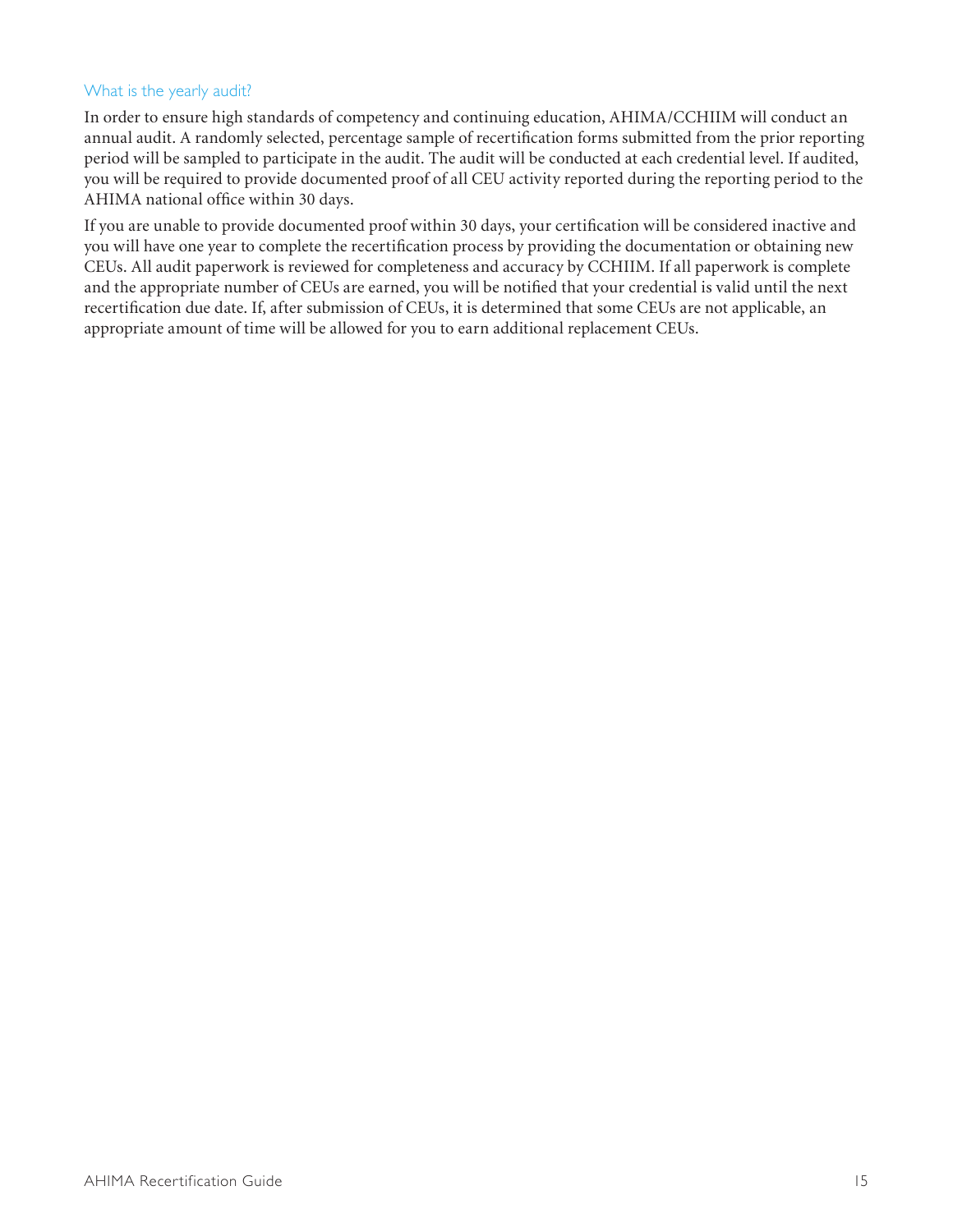### What is the yearly audit?

In order to ensure high standards of competency and continuing education, AHIMA/CCHIIM will conduct an annual audit. A randomly selected, percentage sample of recertification forms submitted from the prior reporting period will be sampled to participate in the audit. The audit will be conducted at each credential level. If audited, you will be required to provide documented proof of all CEU activity reported during the reporting period to the AHIMA national office within 30 days.

If you are unable to provide documented proof within 30 days, your certification will be considered inactive and you will have one year to complete the recertification process by providing the documentation or obtaining new CEUs. All audit paperwork is reviewed for completeness and accuracy by CCHIIM. If all paperwork is complete and the appropriate number of CEUs are earned, you will be notified that your credential is valid until the next recertification due date. If, after submission of CEUs, it is determined that some CEUs are not applicable, an appropriate amount of time will be allowed for you to earn additional replacement CEUs.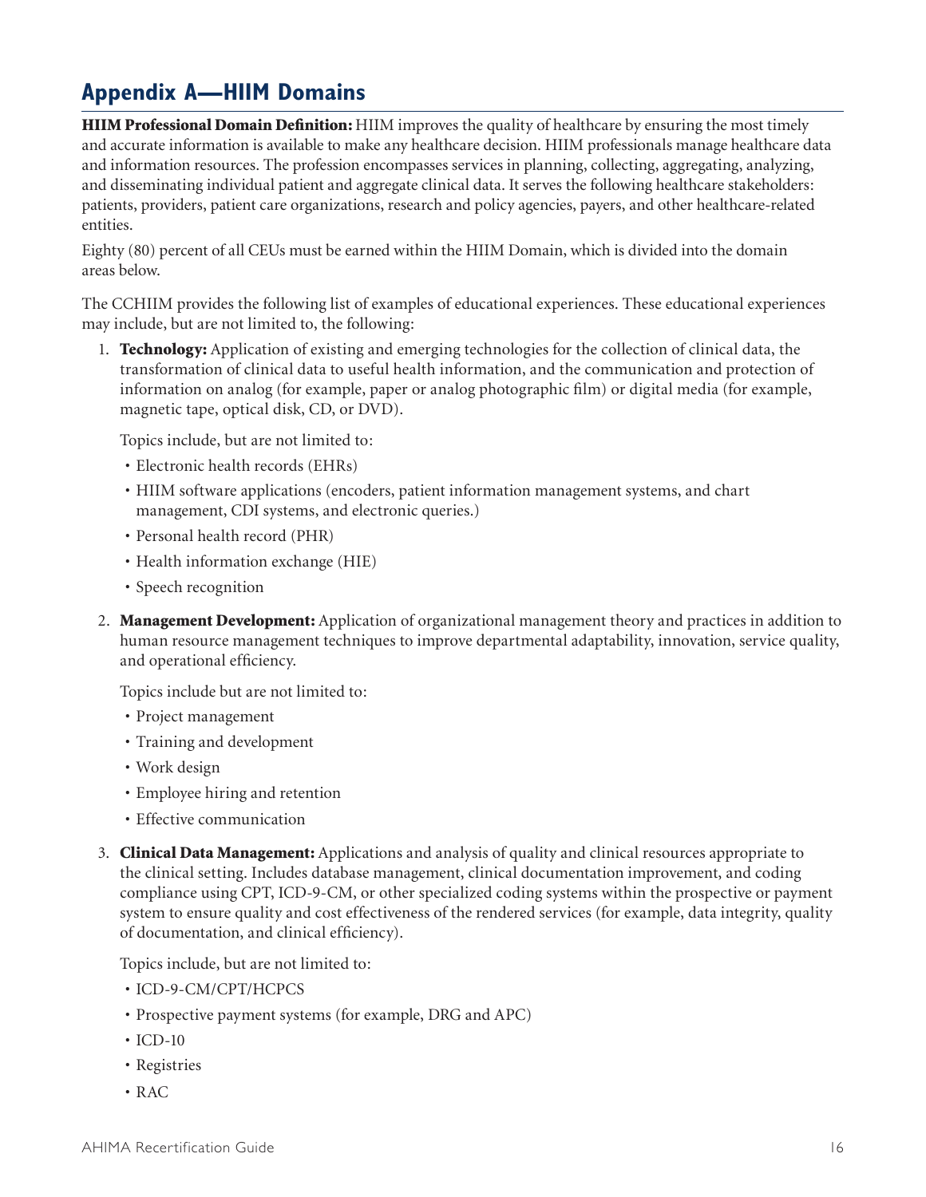## Appendix A—HIIM Domains

**HIIM Professional Domain Definition:** HIIM improves the quality of healthcare by ensuring the most timely and accurate information is available to make any healthcare decision. HIIM professionals manage healthcare data and information resources. The profession encompasses services in planning, collecting, aggregating, analyzing, and disseminating individual patient and aggregate clinical data. It serves the following healthcare stakeholders: patients, providers, patient care organizations, research and policy agencies, payers, and other healthcare-related entities.

Eighty (80) percent of all CEUs must be earned within the HIIM Domain, which is divided into the domain areas below.

The CCHIIM provides the following list of examples of educational experiences. These educational experiences may include, but are not limited to, the following:

1. **Technology:** Application of existing and emerging technologies for the collection of clinical data, the transformation of clinical data to useful health information, and the communication and protection of information on analog (for example, paper or analog photographic film) or digital media (for example, magnetic tape, optical disk, CD, or DVD).

   Topics include, but are not limited to:

   - Electronic health records (EHRs)
   - HIIM software applications (encoders, patient information management systems, and chart management, CDI systems, and electronic queries.)
   - Personal health record (PHR)
   - Health information exchange (HIE)
   - Speech recognition

2. **Management Development:** Application of organizational management theory and practices in addition to human resource management techniques to improve departmental adaptability, innovation, service quality, and operational efficiency.

   Topics include but are not limited to:

   - Project management
   - Training and development
   - Work design
   - Employee hiring and retention
   - Effective communication

3. **Clinical Data Management:** Applications and analysis of quality and clinical resources appropriate to the clinical setting. Includes database management, clinical documentation improvement, and coding compliance using CPT, ICD-9-CM, or other specialized coding systems within the prospective or payment system to ensure quality and cost effectiveness of the rendered services (for example, data integrity, quality of documentation, and clinical efficiency).

   Topics include, but are not limited to:

   - ICD-9-CM/CPT/HCPCS
   - Prospective payment systems (for example, DRG and APC)
   - ICD-10
   - Registries
   - RAC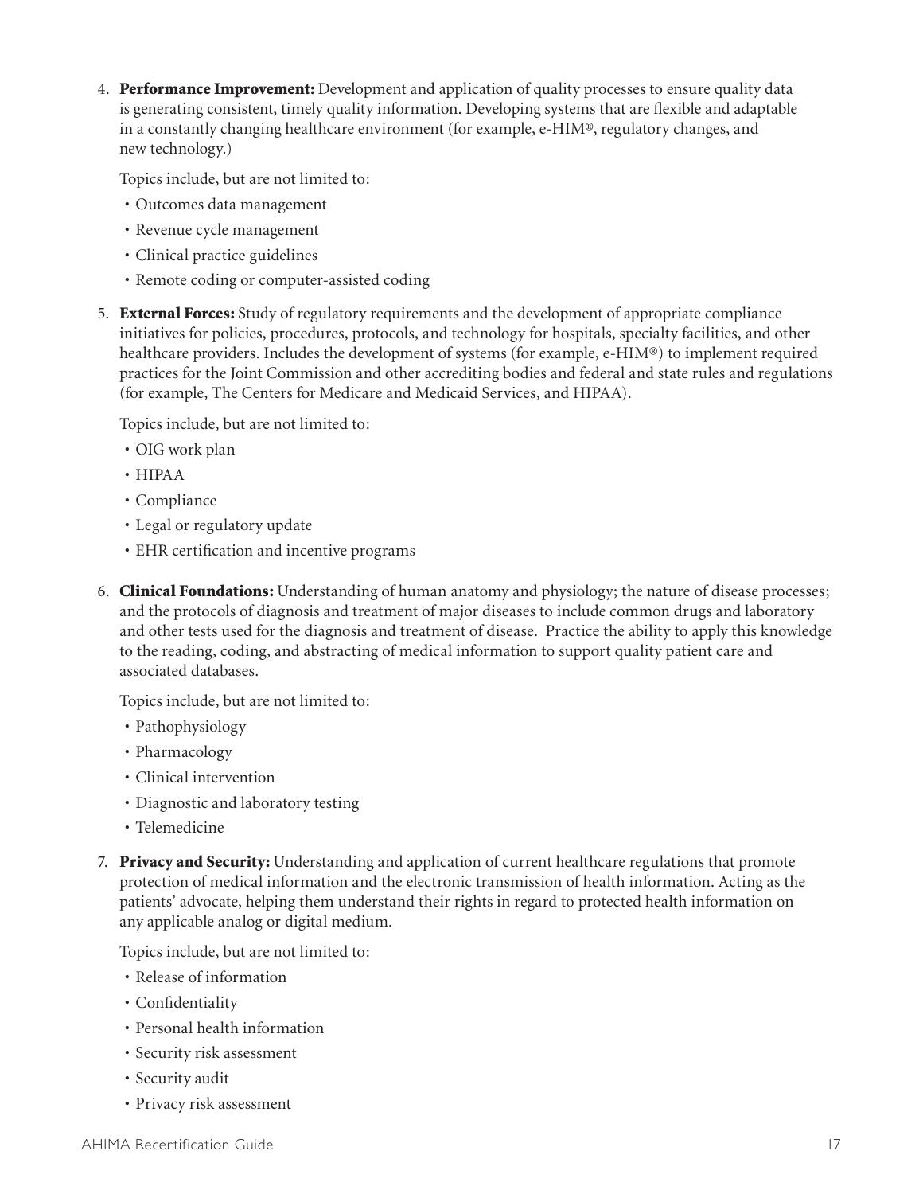4. **Performance Improvement:** Development and application of quality processes to ensure quality data is generating consistent, timely quality information. Developing systems that are flexible and adaptable in a constantly changing healthcare environment (for example, e-HIM®, regulatory changes, and new technology.)

   Topics include, but are not limited to:

   - Outcomes data management
   - Revenue cycle management
   - Clinical practice guidelines
   - Remote coding or computer-assisted coding

5. **External Forces:** Study of regulatory requirements and the development of appropriate compliance initiatives for policies, procedures, protocols, and technology for hospitals, specialty facilities, and other healthcare providers. Includes the development of systems (for example, e-HIM®) to implement required practices for the Joint Commission and other accrediting bodies and federal and state rules and regulations (for example, The Centers for Medicare and Medicaid Services, and HIPAA).

   Topics include, but are not limited to:

   - OIG work plan
   - HIPAA
   - Compliance
   - Legal or regulatory update
   - EHR certification and incentive programs

6. **Clinical Foundations:** Understanding of human anatomy and physiology; the nature of disease processes; and the protocols of diagnosis and treatment of major diseases to include common drugs and laboratory and other tests used for the diagnosis and treatment of disease. Practice the ability to apply this knowledge to the reading, coding, and abstracting of medical information to support quality patient care and associated databases.

   Topics include, but are not limited to:

   - Pathophysiology
   - Pharmacology
   - Clinical intervention
   - Diagnostic and laboratory testing
   - Telemedicine

7. **Privacy and Security:** Understanding and application of current healthcare regulations that promote protection of medical information and the electronic transmission of health information. Acting as the patients' advocate, helping them understand their rights in regard to protected health information on any applicable analog or digital medium.

   Topics include, but are not limited to:

   - Release of information
   - Confidentiality
   - Personal health information
   - Security risk assessment
   - Security audit
   - Privacy risk assessment